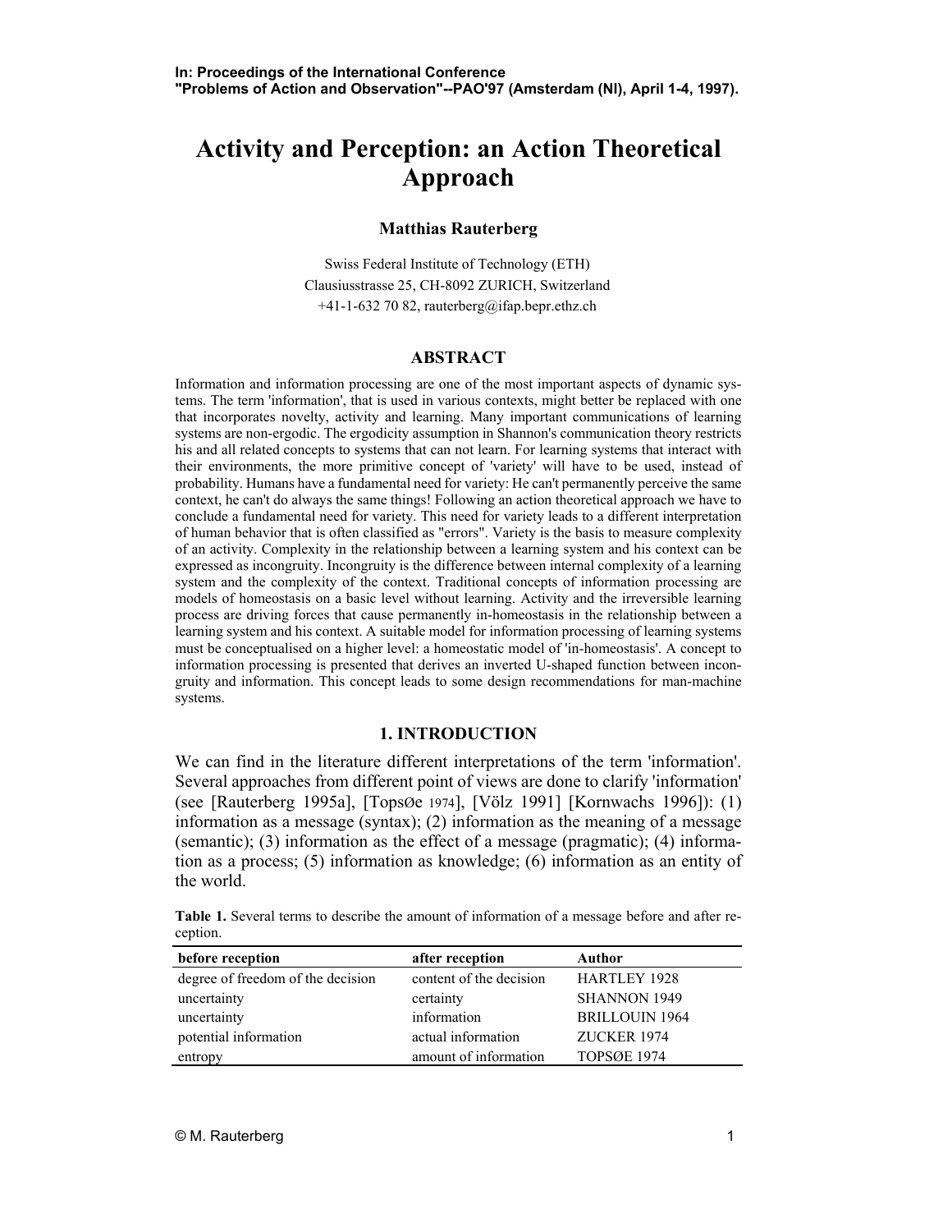**In: Proceedings of the International Conference "Problems of Action and Observation"--PAO'97 (Amsterdam (Nl), April 1-4, 1997).**

# Activity and Perception: an Action Theoretical Approach

**Matthias Rauterberg**

Swiss Federal Institute of Technology (ETH)
Clausiusstrasse 25, CH-8092 ZURICH, Switzerland
+41-1-632 70 82, rauterberg@ifap.bepr.ethz.ch

## ABSTRACT

Information and information processing are one of the most important aspects of dynamic systems. The term 'information', that is used in various contexts, might better be replaced with one that incorporates novelty, activity and learning. Many important communications of learning systems are non-ergodic. The ergodicity assumption in Shannon's communication theory restricts his and all related concepts to systems that can not learn. For learning systems that interact with their environments, the more primitive concept of 'variety' will have to be used, instead of probability. Humans have a fundamental need for variety: He can't permanently perceive the same context, he can't do always the same things! Following an action theoretical approach we have to conclude a fundamental need for variety. This need for variety leads to a different interpretation of human behavior that is often classified as "errors". Variety is the basis to measure complexity of an activity. Complexity in the relationship between a learning system and his context can be expressed as incongruity. Incongruity is the difference between internal complexity of a learning system and the complexity of the context. Traditional concepts of information processing are models of homeostasis on a basic level without learning. Activity and the irreversible learning process are driving forces that cause permanently in-homeostasis in the relationship between a learning system and his context. A suitable model for information processing of learning systems must be conceptualised on a higher level: a homeostatic model of 'in-homeostasis'. A concept to information processing is presented that derives an inverted U-shaped function between incongruity and information. This concept leads to some design recommendations for man-machine systems.

## 1. INTRODUCTION

We can find in the literature different interpretations of the term 'information'. Several approaches from different point of views are done to clarify 'information' (see [Rauterberg 1995a], [TopsØe 1974], [Völz 1991] [Kornwachs 1996]): (1) information as a message (syntax); (2) information as the meaning of a message (semantic); (3) information as the effect of a message (pragmatic); (4) information as a process; (5) information as knowledge; (6) information as an entity of the world.

**Table 1.** Several terms to describe the amount of information of a message before and after reception.

| before reception | after reception | Author |
|---|---|---|
| degree of freedom of the decision | content of the decision | HARTLEY 1928 |
| uncertainty | certainty | SHANNON 1949 |
| uncertainty | information | BRILLOUIN 1964 |
| potential information | actual information | ZUCKER 1974 |
| entropy | amount of information | TOPSØE 1974 |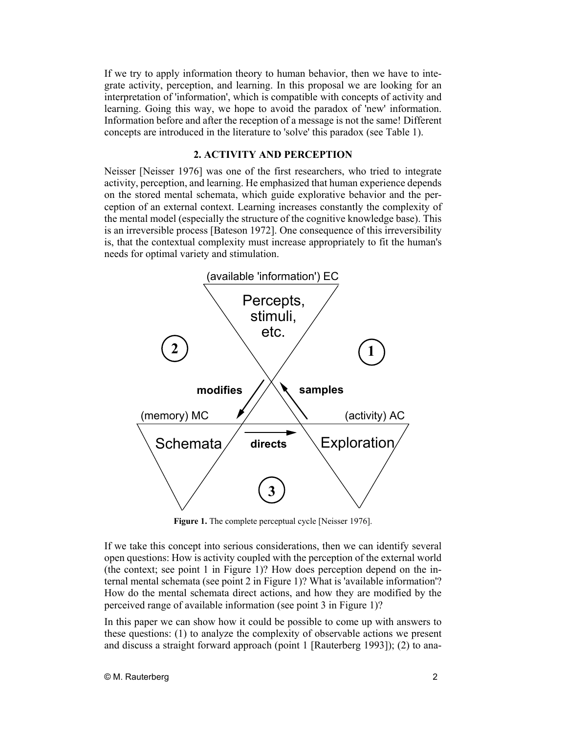If we try to apply information theory to human behavior, then we have to integrate activity, perception, and learning. In this proposal we are looking for an interpretation of 'information', which is compatible with concepts of activity and learning. Going this way, we hope to avoid the paradox of 'new' information. Information before and after the reception of a message is not the same! Different concepts are introduced in the literature to 'solve' this paradox (see Table 1).

## 2. ACTIVITY AND PERCEPTION

Neisser [Neisser 1976] was one of the first researchers, who tried to integrate activity, perception, and learning. He emphasized that human experience depends on the stored mental schemata, which guide explorative behavior and the perception of an external context. Learning increases constantly the complexity of the mental model (especially the structure of the cognitive knowledge base). This is an irreversible process [Bateson 1972]. One consequence of this irreversibility is, that the contextual complexity must increase appropriately to fit the human's needs for optimal variety and stimulation.

(available 'information') EC

Percepts, stimuli, etc.

(memory) MC — Schemata

(activity) AC — Exploration

modifies — samples — directs

1 — 2 — 3

**Figure 1.** The complete perceptual cycle [Neisser 1976].

If we take this concept into serious considerations, then we can identify several open questions: How is activity coupled with the perception of the external world (the context; see point 1 in Figure 1)? How does perception depend on the internal mental schemata (see point 2 in Figure 1)? What is 'available information'? How do the mental schemata direct actions, and how they are modified by the perceived range of available information (see point 3 in Figure 1)?

In this paper we can show how it could be possible to come up with answers to these questions: (1) to analyze the complexity of observable actions we present and discuss a straight forward approach (point 1 [Rauterberg 1993]); (2) to ana-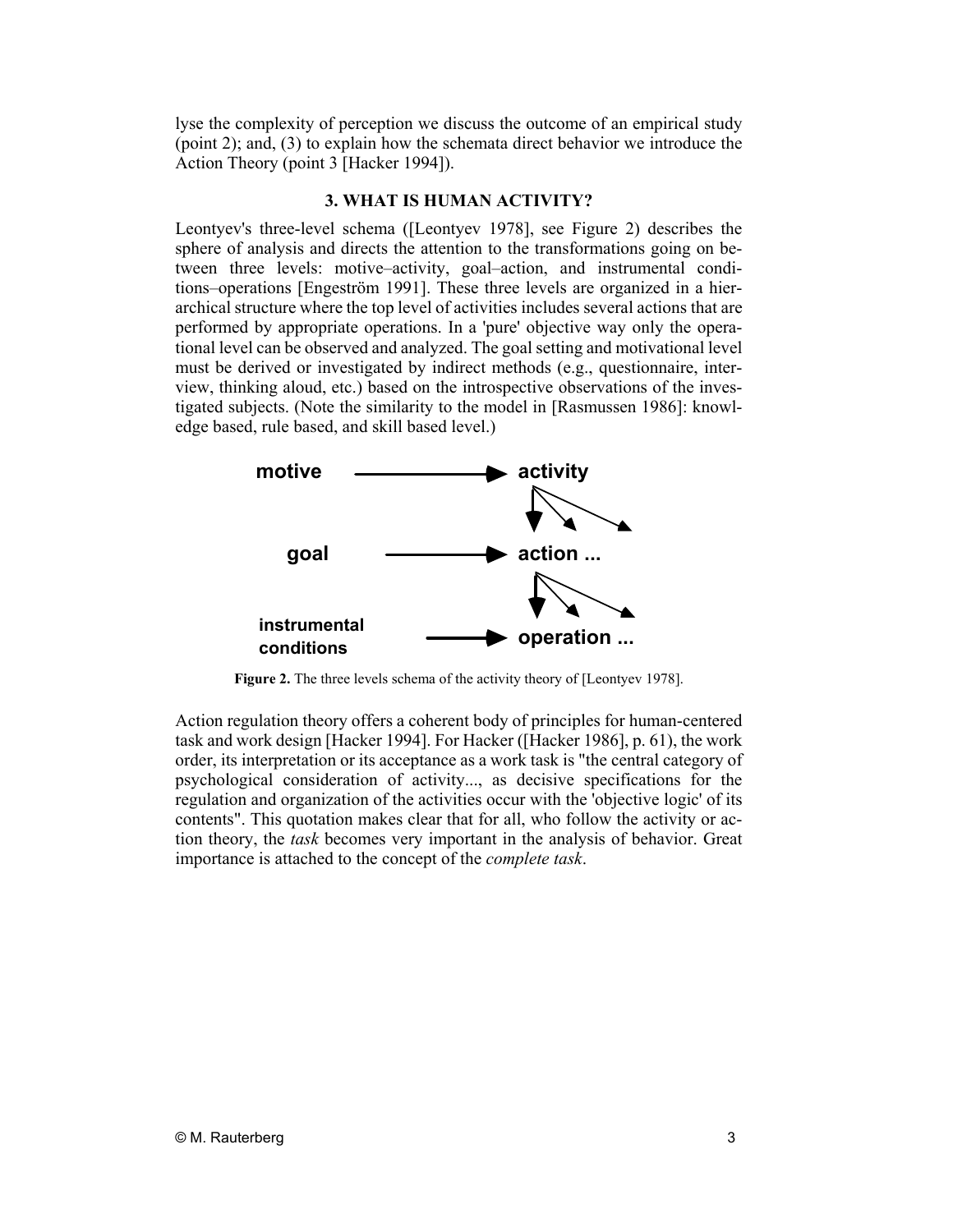lyse the complexity of perception we discuss the outcome of an empirical study (point 2); and, (3) to explain how the schemata direct behavior we introduce the Action Theory (point 3 [Hacker 1994]).

## 3. WHAT IS HUMAN ACTIVITY?

Leontyev's three-level schema ([Leontyev 1978], see Figure 2) describes the sphere of analysis and directs the attention to the transformations going on between three levels: motive–activity, goal–action, and instrumental conditions–operations [Engeström 1991]. These three levels are organized in a hierarchical structure where the top level of activities includes several actions that are performed by appropriate operations. In a 'pure' objective way only the operational level can be observed and analyzed. The goal setting and motivational level must be derived or investigated by indirect methods (e.g., questionnaire, interview, thinking aloud, etc.) based on the introspective observations of the investigated subjects. (Note the similarity to the model in [Rasmussen 1986]: knowledge based, rule based, and skill based level.)

**motive** ⟶ **activity**

**goal** ⟶ **action ...**

**instrumental conditions** ⟶ **operation ...**

**Figure 2.** The three levels schema of the activity theory of [Leontyev 1978].

Action regulation theory offers a coherent body of principles for human-centered task and work design [Hacker 1994]. For Hacker ([Hacker 1986], p. 61), the work order, its interpretation or its acceptance as a work task is "the central category of psychological consideration of activity..., as decisive specifications for the regulation and organization of the activities occur with the 'objective logic' of its contents". This quotation makes clear that for all, who follow the activity or action theory, the *task* becomes very important in the analysis of behavior. Great importance is attached to the concept of the *complete task*.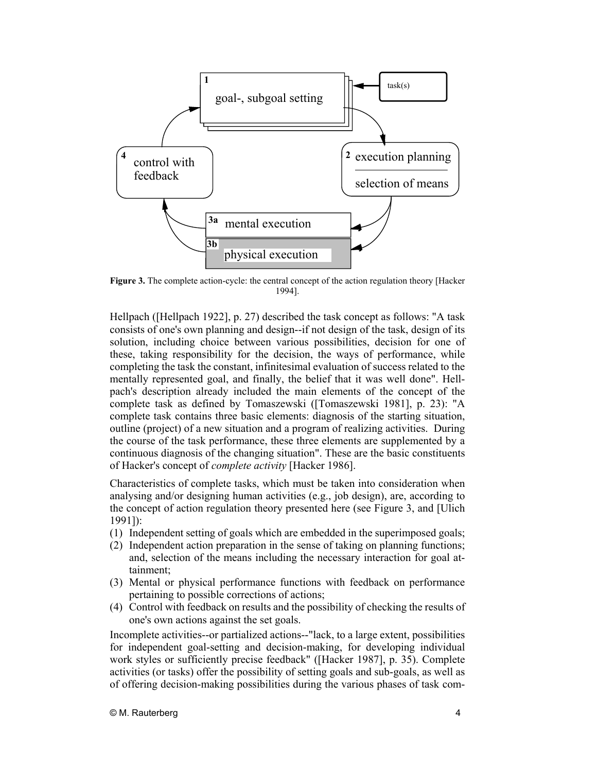**Figure 3.** The complete action-cycle: the central concept of the action regulation theory [Hacker 1994].

Hellpach ([Hellpach 1922], p. 27) described the task concept as follows: "A task consists of one's own planning and design--if not design of the task, design of its solution, including choice between various possibilities, decision for one of these, taking responsibility for the decision, the ways of performance, while completing the task the constant, infinitesimal evaluation of success related to the mentally represented goal, and finally, the belief that it was well done". Hellpach's description already included the main elements of the concept of the complete task as defined by Tomaszewski ([Tomaszewski 1981], p. 23): "A complete task contains three basic elements: diagnosis of the starting situation, outline (project) of a new situation and a program of realizing activities. During the course of the task performance, these three elements are supplemented by a continuous diagnosis of the changing situation". These are the basic constituents of Hacker's concept of *complete activity* [Hacker 1986].

Characteristics of complete tasks, which must be taken into consideration when analysing and/or designing human activities (e.g., job design), are, according to the concept of action regulation theory presented here (see Figure 3, and [Ulich 1991]):

(1) Independent setting of goals which are embedded in the superimposed goals;
(2) Independent action preparation in the sense of taking on planning functions; and, selection of the means including the necessary interaction for goal attainment;
(3) Mental or physical performance functions with feedback on performance pertaining to possible corrections of actions;
(4) Control with feedback on results and the possibility of checking the results of one's own actions against the set goals.

Incomplete activities--or partialized actions--"lack, to a large extent, possibilities for independent goal-setting and decision-making, for developing individual work styles or sufficiently precise feedback" ([Hacker 1987], p. 35). Complete activities (or tasks) offer the possibility of setting goals and sub-goals, as well as of offering decision-making possibilities during the various phases of task com-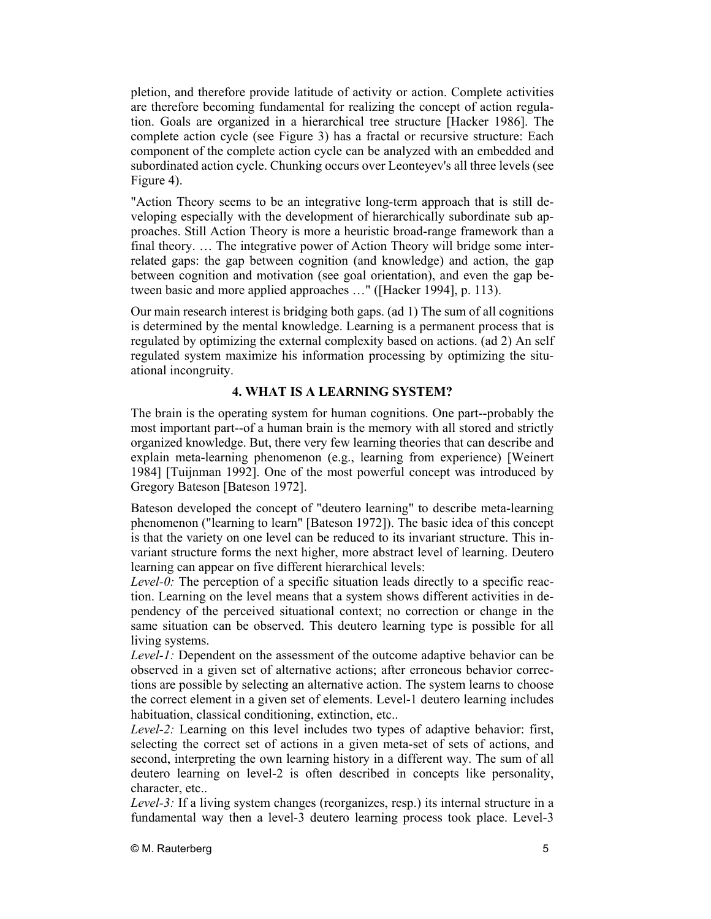pletion, and therefore provide latitude of activity or action. Complete activities are therefore becoming fundamental for realizing the concept of action regulation. Goals are organized in a hierarchical tree structure [Hacker 1986]. The complete action cycle (see Figure 3) has a fractal or recursive structure: Each component of the complete action cycle can be analyzed with an embedded and subordinated action cycle. Chunking occurs over Leonteyev's all three levels (see Figure 4).

"Action Theory seems to be an integrative long-term approach that is still developing especially with the development of hierarchically subordinate sub approaches. Still Action Theory is more a heuristic broad-range framework than a final theory. … The integrative power of Action Theory will bridge some interrelated gaps: the gap between cognition (and knowledge) and action, the gap between cognition and motivation (see goal orientation), and even the gap between basic and more applied approaches …" ([Hacker 1994], p. 113).

Our main research interest is bridging both gaps. (ad 1) The sum of all cognitions is determined by the mental knowledge. Learning is a permanent process that is regulated by optimizing the external complexity based on actions. (ad 2) An self regulated system maximize his information processing by optimizing the situational incongruity.

## 4. WHAT IS A LEARNING SYSTEM?

The brain is the operating system for human cognitions. One part--probably the most important part--of a human brain is the memory with all stored and strictly organized knowledge. But, there very few learning theories that can describe and explain meta-learning phenomenon (e.g., learning from experience) [Weinert 1984] [Tuijnman 1992]. One of the most powerful concept was introduced by Gregory Bateson [Bateson 1972].

Bateson developed the concept of "deutero learning" to describe meta-learning phenomenon ("learning to learn" [Bateson 1972]). The basic idea of this concept is that the variety on one level can be reduced to its invariant structure. This invariant structure forms the next higher, more abstract level of learning. Deutero learning can appear on five different hierarchical levels:

*Level-0:* The perception of a specific situation leads directly to a specific reaction. Learning on the level means that a system shows different activities in dependency of the perceived situational context; no correction or change in the same situation can be observed. This deutero learning type is possible for all living systems.

*Level-1:* Dependent on the assessment of the outcome adaptive behavior can be observed in a given set of alternative actions; after erroneous behavior corrections are possible by selecting an alternative action. The system learns to choose the correct element in a given set of elements. Level-1 deutero learning includes habituation, classical conditioning, extinction, etc..

*Level-2:* Learning on this level includes two types of adaptive behavior: first, selecting the correct set of actions in a given meta-set of sets of actions, and second, interpreting the own learning history in a different way. The sum of all deutero learning on level-2 is often described in concepts like personality, character, etc..

*Level-3:* If a living system changes (reorganizes, resp.) its internal structure in a fundamental way then a level-3 deutero learning process took place. Level-3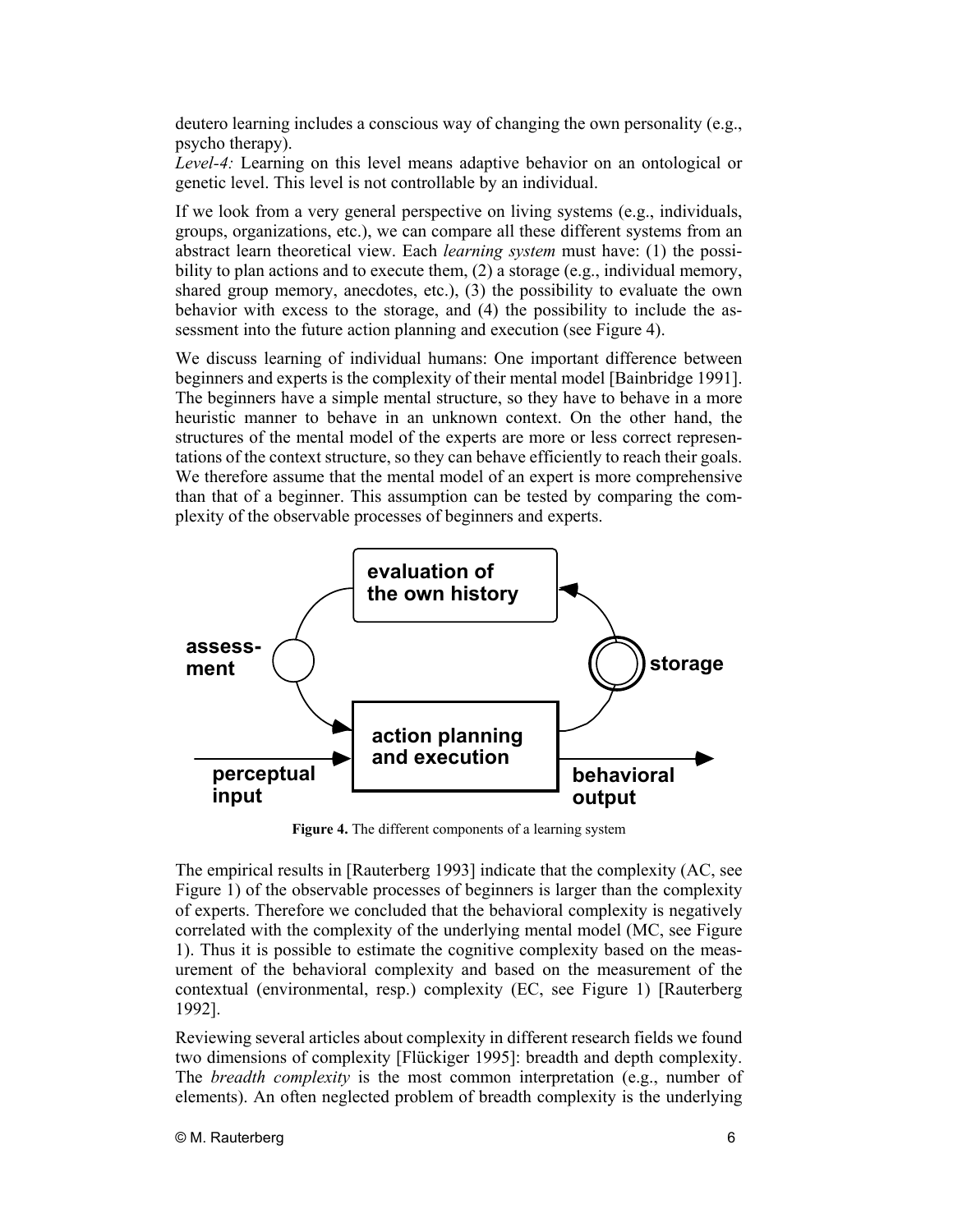deutero learning includes a conscious way of changing the own personality (e.g., psycho therapy).

*Level-4:* Learning on this level means adaptive behavior on an ontological or genetic level. This level is not controllable by an individual.

If we look from a very general perspective on living systems (e.g., individuals, groups, organizations, etc.), we can compare all these different systems from an abstract learn theoretical view. Each *learning system* must have: (1) the possibility to plan actions and to execute them, (2) a storage (e.g., individual memory, shared group memory, anecdotes, etc.), (3) the possibility to evaluate the own behavior with excess to the storage, and (4) the possibility to include the assessment into the future action planning and execution (see Figure 4).

We discuss learning of individual humans: One important difference between beginners and experts is the complexity of their mental model [Bainbridge 1991]. The beginners have a simple mental structure, so they have to behave in a more heuristic manner to behave in an unknown context. On the other hand, the structures of the mental model of the experts are more or less correct representations of the context structure, so they can behave efficiently to reach their goals. We therefore assume that the mental model of an expert is more comprehensive than that of a beginner. This assumption can be tested by comparing the complexity of the observable processes of beginners and experts.

evaluation of the own history

assessment

storage

action planning and execution

perceptual input

behavioral output

**Figure 4.** The different components of a learning system

The empirical results in [Rauterberg 1993] indicate that the complexity (AC, see Figure 1) of the observable processes of beginners is larger than the complexity of experts. Therefore we concluded that the behavioral complexity is negatively correlated with the complexity of the underlying mental model (MC, see Figure 1). Thus it is possible to estimate the cognitive complexity based on the measurement of the behavioral complexity and based on the measurement of the contextual (environmental, resp.) complexity (EC, see Figure 1) [Rauterberg 1992].

Reviewing several articles about complexity in different research fields we found two dimensions of complexity [Flückiger 1995]: breadth and depth complexity. The *breadth complexity* is the most common interpretation (e.g., number of elements). An often neglected problem of breadth complexity is the underlying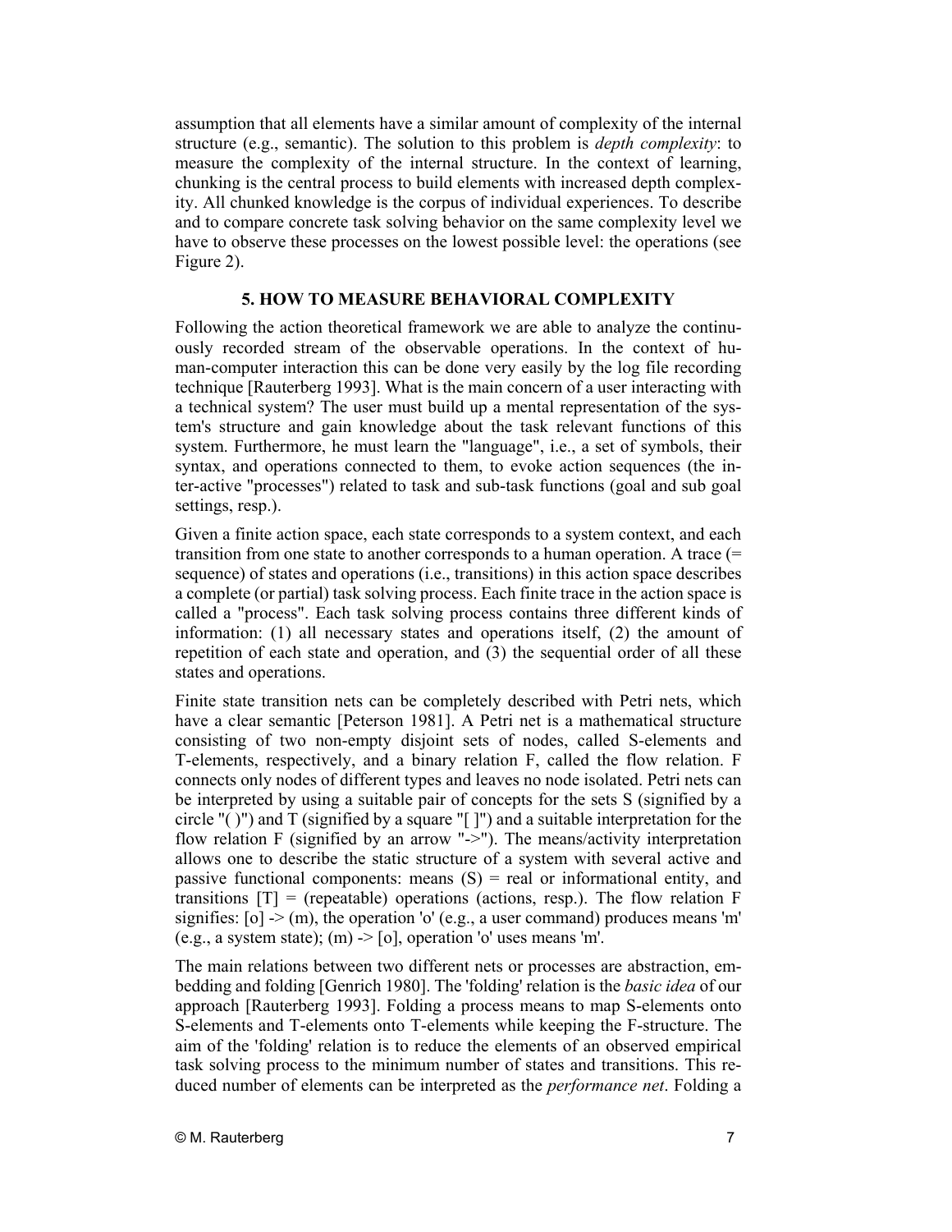assumption that all elements have a similar amount of complexity of the internal structure (e.g., semantic). The solution to this problem is *depth complexity*: to measure the complexity of the internal structure. In the context of learning, chunking is the central process to build elements with increased depth complexity. All chunked knowledge is the corpus of individual experiences. To describe and to compare concrete task solving behavior on the same complexity level we have to observe these processes on the lowest possible level: the operations (see Figure 2).

## 5. HOW TO MEASURE BEHAVIORAL COMPLEXITY

Following the action theoretical framework we are able to analyze the continuously recorded stream of the observable operations. In the context of human-computer interaction this can be done very easily by the log file recording technique [Rauterberg 1993]. What is the main concern of a user interacting with a technical system? The user must build up a mental representation of the system's structure and gain knowledge about the task relevant functions of this system. Furthermore, he must learn the "language", i.e., a set of symbols, their syntax, and operations connected to them, to evoke action sequences (the inter-active "processes") related to task and sub-task functions (goal and sub goal settings, resp.).

Given a finite action space, each state corresponds to a system context, and each transition from one state to another corresponds to a human operation. A trace (= sequence) of states and operations (i.e., transitions) in this action space describes a complete (or partial) task solving process. Each finite trace in the action space is called a "process". Each task solving process contains three different kinds of information: (1) all necessary states and operations itself, (2) the amount of repetition of each state and operation, and (3) the sequential order of all these states and operations.

Finite state transition nets can be completely described with Petri nets, which have a clear semantic [Peterson 1981]. A Petri net is a mathematical structure consisting of two non-empty disjoint sets of nodes, called S-elements and T-elements, respectively, and a binary relation F, called the flow relation. F connects only nodes of different types and leaves no node isolated. Petri nets can be interpreted by using a suitable pair of concepts for the sets S (signified by a circle "( )") and T (signified by a square "[ ]") and a suitable interpretation for the flow relation F (signified by an arrow "->"). The means/activity interpretation allows one to describe the static structure of a system with several active and passive functional components: means (S) = real or informational entity, and transitions [T] = (repeatable) operations (actions, resp.). The flow relation F signifies: [o] -> (m), the operation 'o' (e.g., a user command) produces means 'm' (e.g., a system state); (m) -> [o], operation 'o' uses means 'm'.

The main relations between two different nets or processes are abstraction, embedding and folding [Genrich 1980]. The 'folding' relation is the *basic idea* of our approach [Rauterberg 1993]. Folding a process means to map S-elements onto S-elements and T-elements onto T-elements while keeping the F-structure. The aim of the 'folding' relation is to reduce the elements of an observed empirical task solving process to the minimum number of states and transitions. This reduced number of elements can be interpreted as the *performance net*. Folding a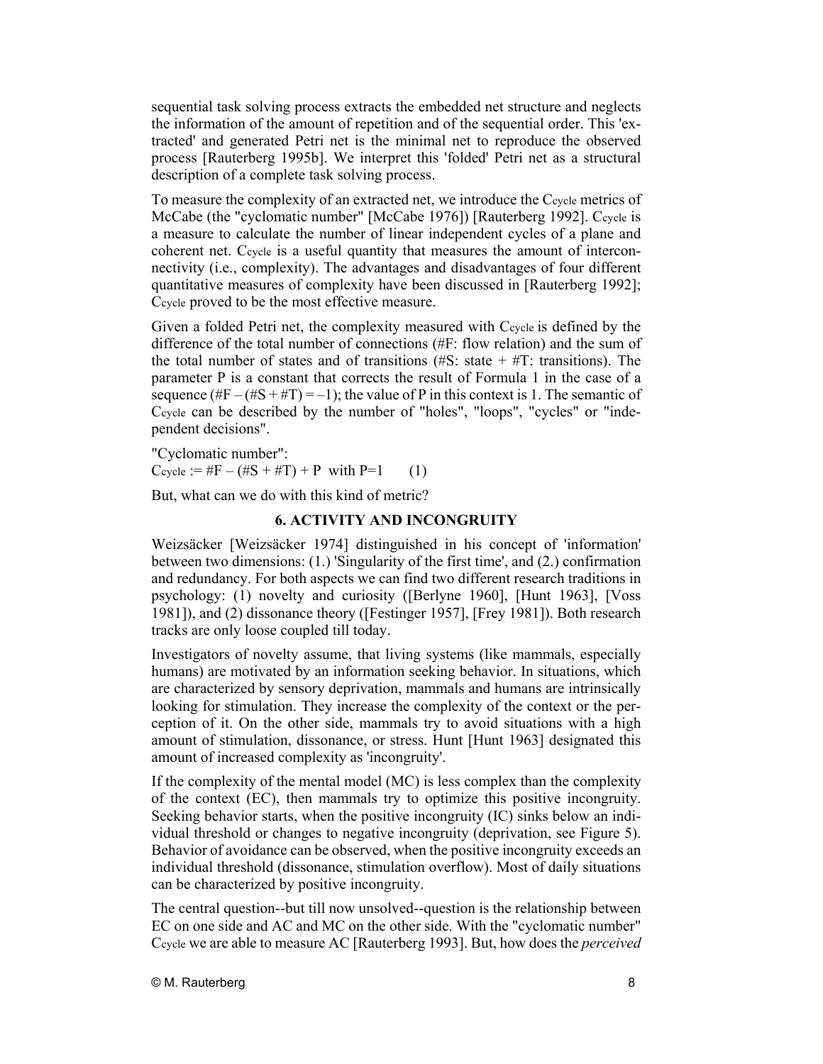sequential task solving process extracts the embedded net structure and neglects the information of the amount of repetition and of the sequential order. This 'extracted' and generated Petri net is the minimal net to reproduce the observed process [Rauterberg 1995b]. We interpret this 'folded' Petri net as a structural description of a complete task solving process.

To measure the complexity of an extracted net, we introduce the $C_{cycle}$ metrics of McCabe (the "cyclomatic number" [McCabe 1976]) [Rauterberg 1992]. $C_{cycle}$ is a measure to calculate the number of linear independent cycles of a plane and coherent net. $C_{cycle}$ is a useful quantity that measures the amount of interconnectivity (i.e., complexity). The advantages and disadvantages of four different quantitative measures of complexity have been discussed in [Rauterberg 1992]; $C_{cycle}$ proved to be the most effective measure.

Given a folded Petri net, the complexity measured with $C_{cycle}$ is defined by the difference of the total number of connections (#F: flow relation) and the sum of the total number of states and of transitions (#S: state + #T: transitions). The parameter P is a constant that corrects the result of Formula 1 in the case of a sequence ($\#F - (\#S + \#T) = -1$); the value of P in this context is 1. The semantic of $C_{cycle}$ can be described by the number of "holes", "loops", "cycles" or "independent decisions".

"Cyclomatic number":
$C_{cycle} := \#F - (\#S + \#T) + P$ with $P=1$ (1)

But, what can we do with this kind of metric?

## 6. ACTIVITY AND INCONGRUITY

Weizsäcker [Weizsäcker 1974] distinguished in his concept of 'information' between two dimensions: (1.) 'Singularity of the first time', and (2.) confirmation and redundancy. For both aspects we can find two different research traditions in psychology: (1) novelty and curiosity ([Berlyne 1960], [Hunt 1963], [Voss 1981]), and (2) dissonance theory ([Festinger 1957], [Frey 1981]). Both research tracks are only loose coupled till today.

Investigators of novelty assume, that living systems (like mammals, especially humans) are motivated by an information seeking behavior. In situations, which are characterized by sensory deprivation, mammals and humans are intrinsically looking for stimulation. They increase the complexity of the context or the perception of it. On the other side, mammals try to avoid situations with a high amount of stimulation, dissonance, or stress. Hunt [Hunt 1963] designated this amount of increased complexity as 'incongruity'.

If the complexity of the mental model (MC) is less complex than the complexity of the context (EC), then mammals try to optimize this positive incongruity. Seeking behavior starts, when the positive incongruity (IC) sinks below an individual threshold or changes to negative incongruity (deprivation, see Figure 5). Behavior of avoidance can be observed, when the positive incongruity exceeds an individual threshold (dissonance, stimulation overflow). Most of daily situations can be characterized by positive incongruity.

The central question--but till now unsolved--question is the relationship between EC on one side and AC and MC on the other side. With the "cyclomatic number" $C_{cycle}$ we are able to measure AC [Rauterberg 1993]. But, how does the *perceived*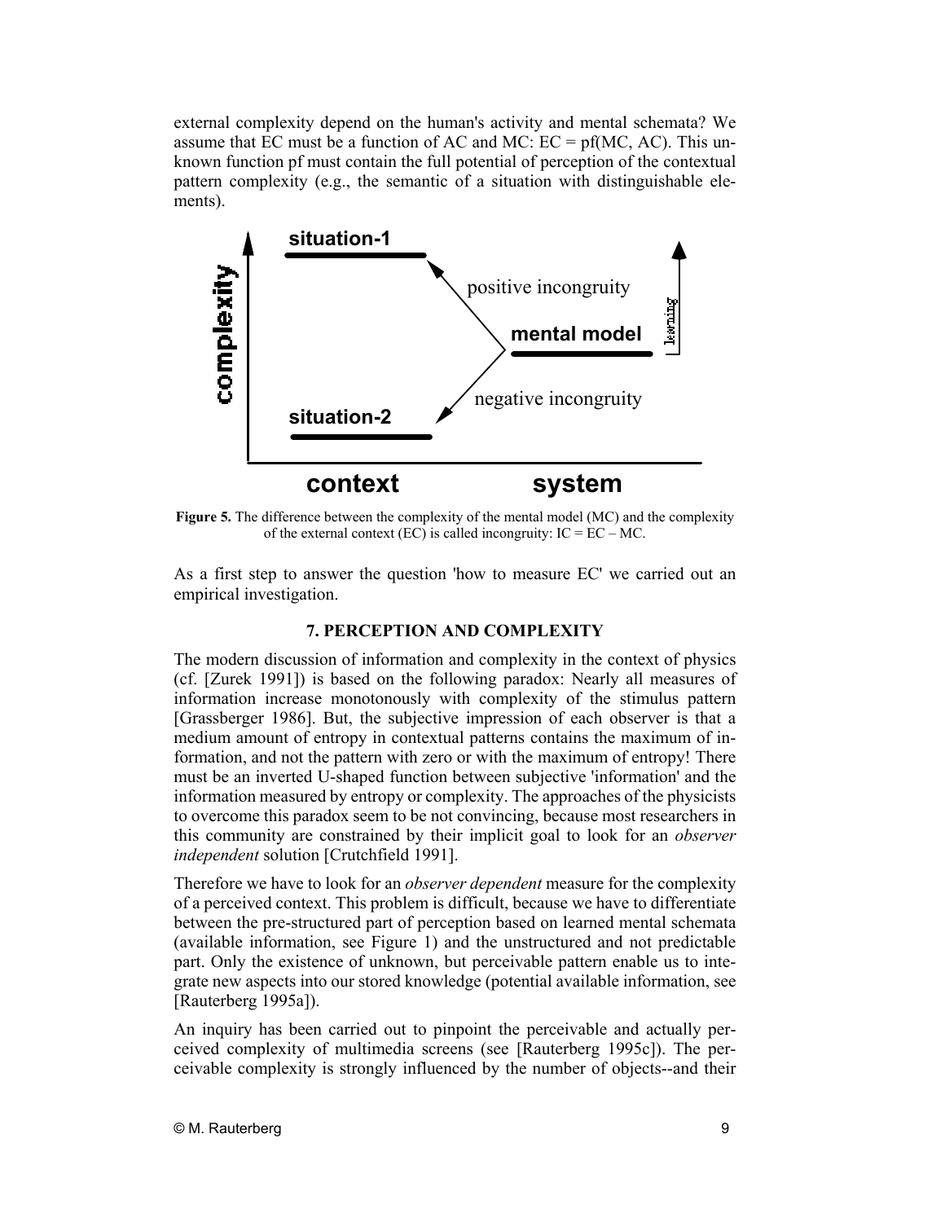external complexity depend on the human's activity and mental schemata? We assume that EC must be a function of AC and MC: $EC = pf(MC, AC)$. This unknown function pf must contain the full potential of perception of the contextual pattern complexity (e.g., the semantic of a situation with distinguishable elements).

**Figure 5.** The difference between the complexity of the mental model (MC) and the complexity of the external context (EC) is called incongruity: $IC = EC - MC$.

As a first step to answer the question 'how to measure EC' we carried out an empirical investigation.

## 7. PERCEPTION AND COMPLEXITY

The modern discussion of information and complexity in the context of physics (cf. [Zurek 1991]) is based on the following paradox: Nearly all measures of information increase monotonously with complexity of the stimulus pattern [Grassberger 1986]. But, the subjective impression of each observer is that a medium amount of entropy in contextual patterns contains the maximum of information, and not the pattern with zero or with the maximum of entropy! There must be an inverted U-shaped function between subjective 'information' and the information measured by entropy or complexity. The approaches of the physicists to overcome this paradox seem to be not convincing, because most researchers in this community are constrained by their implicit goal to look for an *observer independent* solution [Crutchfield 1991].

Therefore we have to look for an *observer dependent* measure for the complexity of a perceived context. This problem is difficult, because we have to differentiate between the pre-structured part of perception based on learned mental schemata (available information, see Figure 1) and the unstructured and not predictable part. Only the existence of unknown, but perceivable pattern enable us to integrate new aspects into our stored knowledge (potential available information, see [Rauterberg 1995a]).

An inquiry has been carried out to pinpoint the perceivable and actually perceived complexity of multimedia screens (see [Rauterberg 1995c]). The perceivable complexity is strongly influenced by the number of objects--and their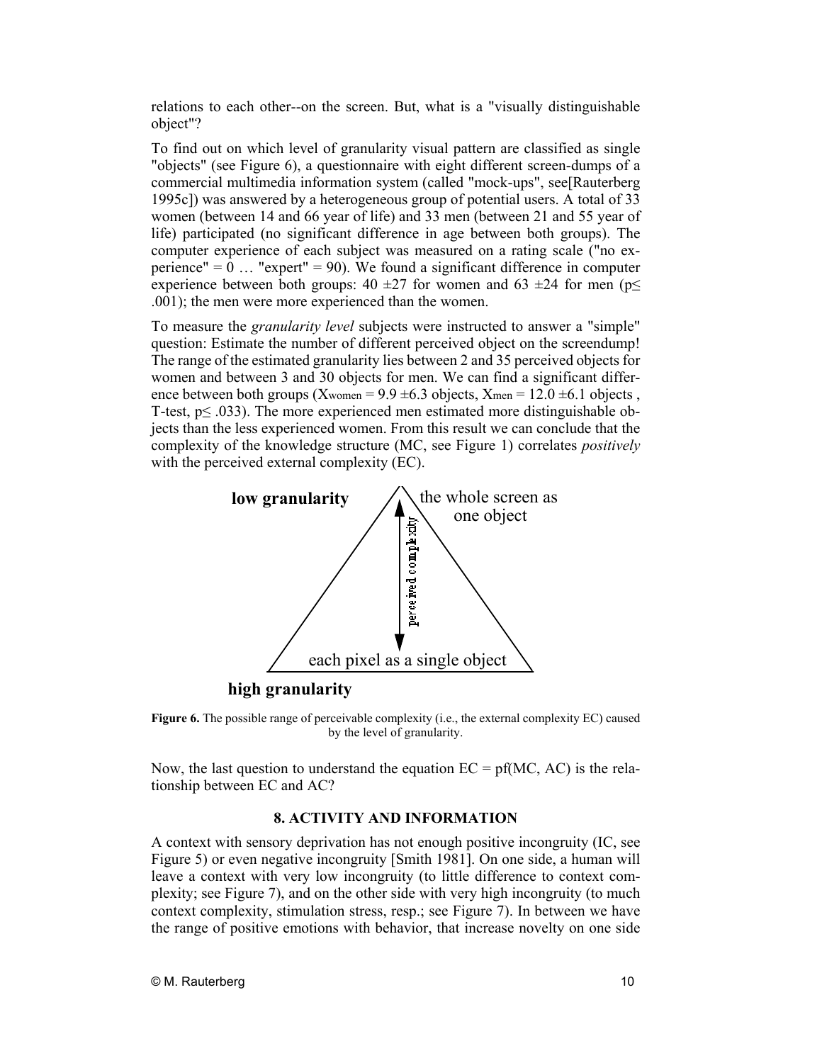relations to each other--on the screen. But, what is a "visually distinguishable object"?

To find out on which level of granularity visual pattern are classified as single "objects" (see Figure 6), a questionnaire with eight different screen-dumps of a commercial multimedia information system (called "mock-ups", see[Rauterberg 1995c]) was answered by a heterogeneous group of potential users. A total of 33 women (between 14 and 66 year of life) and 33 men (between 21 and 55 year of life) participated (no significant difference in age between both groups). The computer experience of each subject was measured on a rating scale ("no experience" = 0 … "expert" = 90). We found a significant difference in computer experience between both groups: 40 ±27 for women and 63 ±24 for men ($p \leq .001$); the men were more experienced than the women.

To measure the *granularity level* subjects were instructed to answer a "simple" question: Estimate the number of different perceived object on the screendump! The range of the estimated granularity lies between 2 and 35 perceived objects for women and between 3 and 30 objects for men. We can find a significant difference between both groups ($X_{women} = 9.9 \pm 6.3$ objects, $X_{men} = 12.0 \pm 6.1$ objects, T-test, $p \leq .033$). The more experienced men estimated more distinguishable objects than the less experienced women. From this result we can conclude that the complexity of the knowledge structure (MC, see Figure 1) correlates *positively* with the perceived external complexity (EC).

**low granularity** — the whole screen as one object

perceived complexity

each pixel as a single object — **high granularity**

**Figure 6.** The possible range of perceivable complexity (i.e., the external complexity EC) caused by the level of granularity.

Now, the last question to understand the equation EC = pf(MC, AC) is the relationship between EC and AC?

## 8. ACTIVITY AND INFORMATION

A context with sensory deprivation has not enough positive incongruity (IC, see Figure 5) or even negative incongruity [Smith 1981]. On one side, a human will leave a context with very low incongruity (to little difference to context complexity; see Figure 7), and on the other side with very high incongruity (to much context complexity, stimulation stress, resp.; see Figure 7). In between we have the range of positive emotions with behavior, that increase novelty on one side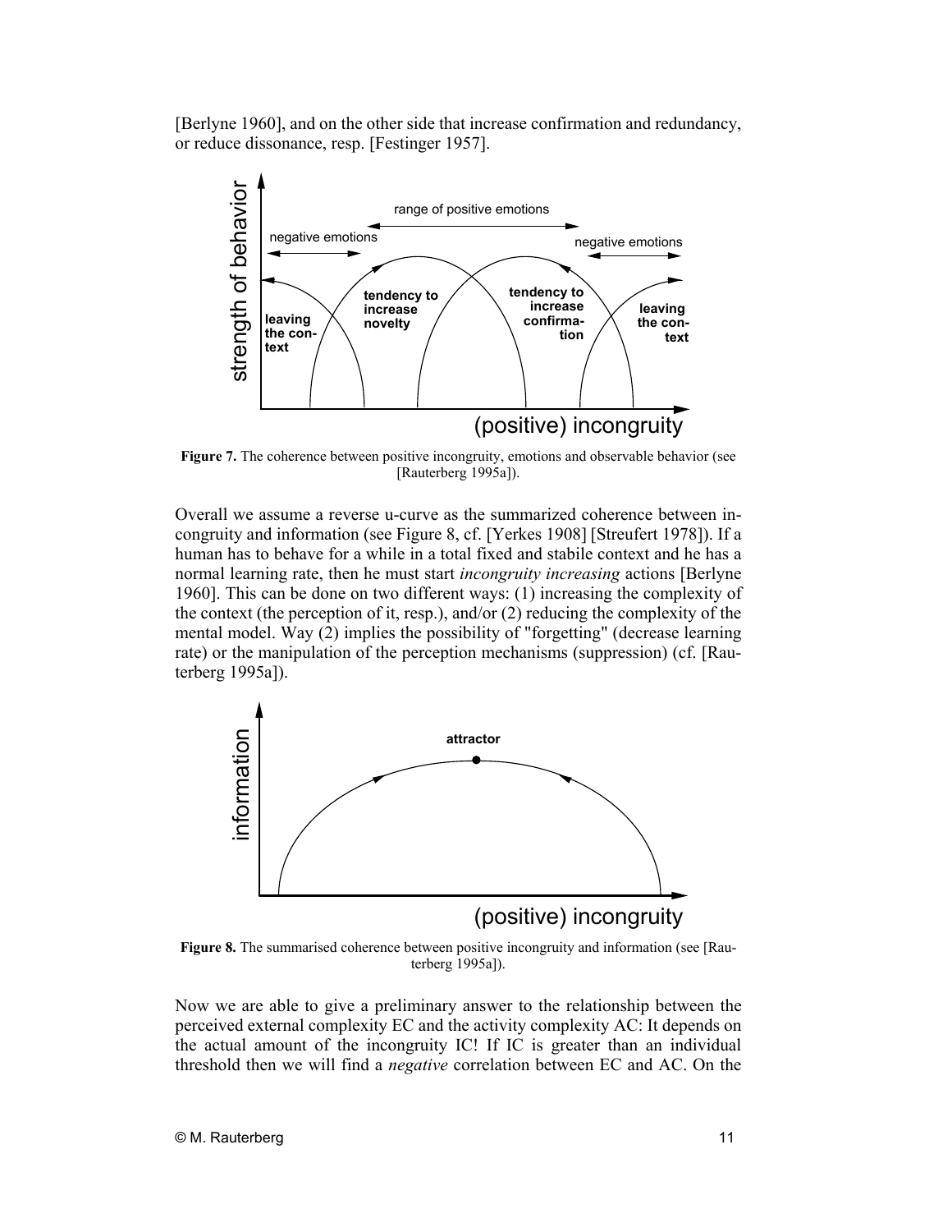[Berlyne 1960], and on the other side that increase confirmation and redundancy, or reduce dissonance, resp. [Festinger 1957].

**Figure 7.** The coherence between positive incongruity, emotions and observable behavior (see [Rauterberg 1995a]).

Overall we assume a reverse u-curve as the summarized coherence between incongruity and information (see Figure 8, cf. [Yerkes 1908] [Streufert 1978]). If a human has to behave for a while in a total fixed and stabile context and he has a normal learning rate, then he must start *incongruity increasing* actions [Berlyne 1960]. This can be done on two different ways: (1) increasing the complexity of the context (the perception of it, resp.), and/or (2) reducing the complexity of the mental model. Way (2) implies the possibility of "forgetting" (decrease learning rate) or the manipulation of the perception mechanisms (suppression) (cf. [Rauterberg 1995a]).

**Figure 8.** The summarised coherence between positive incongruity and information (see [Rauterberg 1995a]).

Now we are able to give a preliminary answer to the relationship between the perceived external complexity EC and the activity complexity AC: It depends on the actual amount of the incongruity IC! If IC is greater than an individual threshold then we will find a *negative* correlation between EC and AC. On the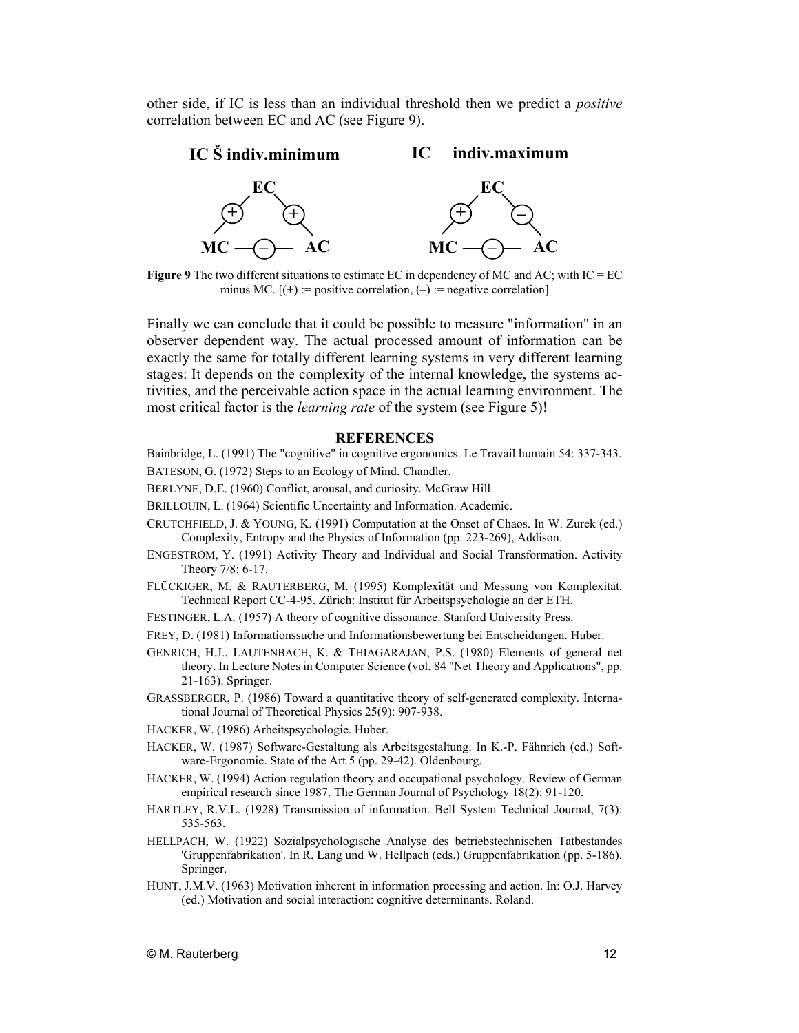other side, if IC is less than an individual threshold then we predict a *positive* correlation between EC and AC (see Figure 9).

**IC Š indiv.minimum** **IC indiv.maximum**

EC, MC, AC: (+) (+) (–) — EC, MC, AC: (+) (–) (–)

**Figure 9** The two different situations to estimate EC in dependency of MC and AC; with IC = EC minus MC. [(+) := positive correlation, (–) := negative correlation]

Finally we can conclude that it could be possible to measure "information" in an observer dependent way. The actual processed amount of information can be exactly the same for totally different learning systems in very different learning stages: It depends on the complexity of the internal knowledge, the systems activities, and the perceivable action space in the actual learning environment. The most critical factor is the *learning rate* of the system (see Figure 5)!

## REFERENCES

Bainbridge, L. (1991) The "cognitive" in cognitive ergonomics. Le Travail humain 54: 337-343.

BATESON, G. (1972) Steps to an Ecology of Mind. Chandler.

BERLYNE, D.E. (1960) Conflict, arousal, and curiosity. McGraw Hill.

BRILLOUIN, L. (1964) Scientific Uncertainty and Information. Academic.

CRUTCHFIELD, J. & YOUNG, K. (1991) Computation at the Onset of Chaos. In W. Zurek (ed.) Complexity, Entropy and the Physics of Information (pp. 223-269), Addison.

ENGESTRÖM, Y. (1991) Activity Theory and Individual and Social Transformation. Activity Theory 7/8: 6-17.

FLÜCKIGER, M. & RAUTERBERG, M. (1995) Komplexität und Messung von Komplexität. Technical Report CC-4-95. Zürich: Institut für Arbeitspsychologie an der ETH.

FESTINGER, L.A. (1957) A theory of cognitive dissonance. Stanford University Press.

FREY, D. (1981) Informationssuche und Informationsbewertung bei Entscheidungen. Huber.

GENRICH, H.J., LAUTENBACH, K. & THIAGARAJAN, P.S. (1980) Elements of general net theory. In Lecture Notes in Computer Science (vol. 84 "Net Theory and Applications", pp. 21-163). Springer.

GRASSBERGER, P. (1986) Toward a quantitative theory of self-generated complexity. International Journal of Theoretical Physics 25(9): 907-938.

HACKER, W. (1986) Arbeitspsychologie. Huber.

HACKER, W. (1987) Software-Gestaltung als Arbeitsgestaltung. In K.-P. Fähnrich (ed.) Software-Ergonomie. State of the Art 5 (pp. 29-42). Oldenbourg.

HACKER, W. (1994) Action regulation theory and occupational psychology. Review of German empirical research since 1987. The German Journal of Psychology 18(2): 91-120.

HARTLEY, R.V.L. (1928) Transmission of information. Bell System Technical Journal, 7(3): 535-563.

HELLPACH, W. (1922) Sozialpsychologische Analyse des betriebstechnischen Tatbestandes 'Gruppenfabrikation'. In R. Lang und W. Hellpach (eds.) Gruppenfabrikation (pp. 5-186). Springer.

HUNT, J.M.V. (1963) Motivation inherent in information processing and action. In: O.J. Harvey (ed.) Motivation and social interaction: cognitive determinants. Roland.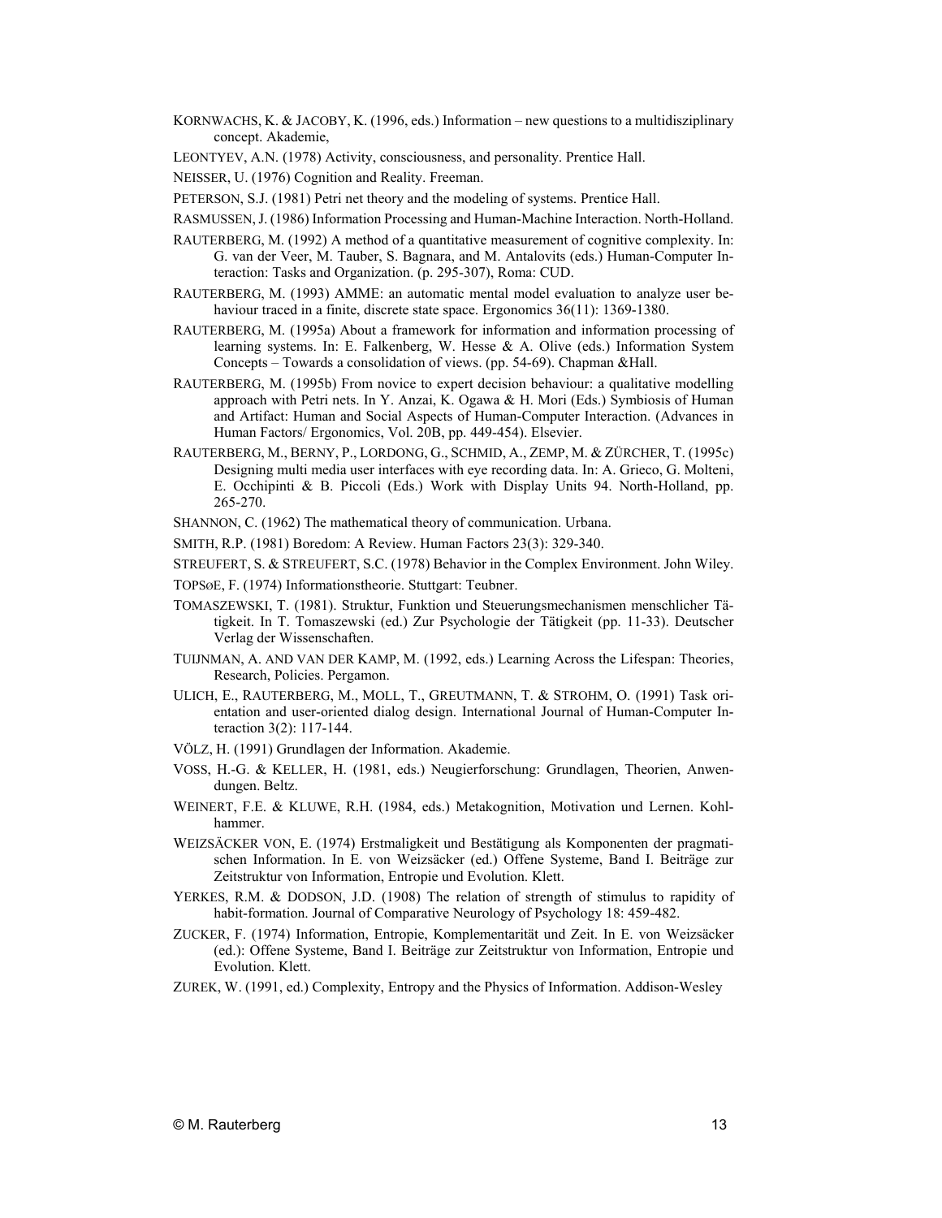KORNWACHS, K. & JACOBY, K. (1996, eds.) Information – new questions to a multidisziplinary concept. Akademie,

LEONTYEV, A.N. (1978) Activity, consciousness, and personality. Prentice Hall.

NEISSER, U. (1976) Cognition and Reality. Freeman.

PETERSON, S.J. (1981) Petri net theory and the modeling of systems. Prentice Hall.

RASMUSSEN, J. (1986) Information Processing and Human-Machine Interaction. North-Holland.

RAUTERBERG, M. (1992) A method of a quantitative measurement of cognitive complexity. In: G. van der Veer, M. Tauber, S. Bagnara, and M. Antalovits (eds.) Human-Computer Interaction: Tasks and Organization. (p. 295-307), Roma: CUD.

RAUTERBERG, M. (1993) AMME: an automatic mental model evaluation to analyze user behaviour traced in a finite, discrete state space. Ergonomics 36(11): 1369-1380.

RAUTERBERG, M. (1995a) About a framework for information and information processing of learning systems. In: E. Falkenberg, W. Hesse & A. Olive (eds.) Information System Concepts – Towards a consolidation of views. (pp. 54-69). Chapman &Hall.

RAUTERBERG, M. (1995b) From novice to expert decision behaviour: a qualitative modelling approach with Petri nets. In Y. Anzai, K. Ogawa & H. Mori (Eds.) Symbiosis of Human and Artifact: Human and Social Aspects of Human-Computer Interaction. (Advances in Human Factors/ Ergonomics, Vol. 20B, pp. 449-454). Elsevier.

RAUTERBERG, M., BERNY, P., LORDONG, G., SCHMID, A., ZEMP, M. & ZÜRCHER, T. (1995c) Designing multi media user interfaces with eye recording data. In: A. Grieco, G. Molteni, E. Occhipinti & B. Piccoli (Eds.) Work with Display Units 94. North-Holland, pp. 265-270.

SHANNON, C. (1962) The mathematical theory of communication. Urbana.

SMITH, R.P. (1981) Boredom: A Review. Human Factors 23(3): 329-340.

STREUFERT, S. & STREUFERT, S.C. (1978) Behavior in the Complex Environment. John Wiley.

TOPSØE, F. (1974) Informationstheorie. Stuttgart: Teubner.

TOMASZEWSKI, T. (1981). Struktur, Funktion und Steuerungsmechanismen menschlicher Tätigkeit. In T. Tomaszewski (ed.) Zur Psychologie der Tätigkeit (pp. 11-33). Deutscher Verlag der Wissenschaften.

TUIJNMAN, A. AND VAN DER KAMP, M. (1992, eds.) Learning Across the Lifespan: Theories, Research, Policies. Pergamon.

ULICH, E., RAUTERBERG, M., MOLL, T., GREUTMANN, T. & STROHM, O. (1991) Task orientation and user-oriented dialog design. International Journal of Human-Computer Interaction 3(2): 117-144.

VÖLZ, H. (1991) Grundlagen der Information. Akademie.

VOSS, H.-G. & KELLER, H. (1981, eds.) Neugierforschung: Grundlagen, Theorien, Anwendungen. Beltz.

WEINERT, F.E. & KLUWE, R.H. (1984, eds.) Metakognition, Motivation und Lernen. Kohlhammer.

WEIZSÄCKER VON, E. (1974) Erstmaligkeit und Bestätigung als Komponenten der pragmatischen Information. In E. von Weizsäcker (ed.) Offene Systeme, Band I. Beiträge zur Zeitstruktur von Information, Entropie und Evolution. Klett.

YERKES, R.M. & DODSON, J.D. (1908) The relation of strength of stimulus to rapidity of habit-formation. Journal of Comparative Neurology of Psychology 18: 459-482.

ZUCKER, F. (1974) Information, Entropie, Komplementarität und Zeit. In E. von Weizsäcker (ed.): Offene Systeme, Band I. Beiträge zur Zeitstruktur von Information, Entropie und Evolution. Klett.

ZUREK, W. (1991, ed.) Complexity, Entropy and the Physics of Information. Addison-Wesley